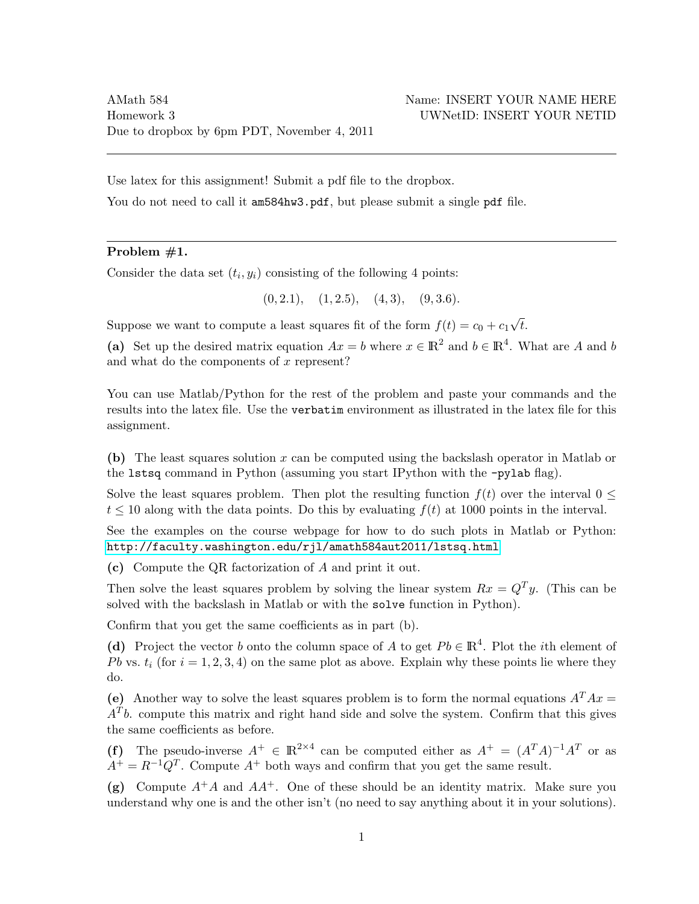AMath 584 Name: INSERT YOUR NAME HERE
Homework 3 UWNetID: INSERT YOUR NETID
Due to dropbox by 6pm PDT, November 4, 2011

---

Use latex for this assignment! Submit a pdf file to the dropbox.

You do not need to call it `am584hw3.pdf`, but please submit a single `pdf` file.

---

**Problem #1.**

Consider the data set $(t_i, y_i)$ consisting of the following 4 points:

$$(0, 2.1), \quad (1, 2.5), \quad (4, 3), \quad (9, 3.6).$$

Suppose we want to compute a least squares fit of the form $f(t) = c_0 + c_1\sqrt{t}$.

**(a)** Set up the desired matrix equation $Ax = b$ where $x \in \mathbb{R}^2$ and $b \in \mathbb{R}^4$. What are $A$ and $b$ and what do the components of $x$ represent?

You can use Matlab/Python for the rest of the problem and paste your commands and the results into the latex file. Use the `verbatim` environment as illustrated in the latex file for this assignment.

**(b)** The least squares solution $x$ can be computed using the backslash operator in Matlab or the `lstsq` command in Python (assuming you start IPython with the `-pylab` flag).

Solve the least squares problem. Then plot the resulting function $f(t)$ over the interval $0 \leq t \leq 10$ along with the data points. Do this by evaluating $f(t)$ at 1000 points in the interval.

See the examples on the course webpage for how to do such plots in Matlab or Python: http://faculty.washington.edu/rjl/amath584aut2011/lstsq.html

**(c)** Compute the QR factorization of $A$ and print it out.

Then solve the least squares problem by solving the linear system $Rx = Q^T y$. (This can be solved with the backslash in Matlab or with the `solve` function in Python).

Confirm that you get the same coefficients as in part (b).

**(d)** Project the vector $b$ onto the column space of $A$ to get $Pb \in \mathbb{R}^4$. Plot the $i$th element of $Pb$ vs. $t_i$ (for $i = 1, 2, 3, 4$) on the same plot as above. Explain why these points lie where they do.

**(e)** Another way to solve the least squares problem is to form the normal equations $A^T Ax = A^T b$. compute this matrix and right hand side and solve the system. Confirm that this gives the same coefficients as before.

**(f)** The pseudo-inverse $A^+ \in \mathbb{R}^{2\times 4}$ can be computed either as $A^+ = (A^T A)^{-1} A^T$ or as $A^+ = R^{-1} Q^T$. Compute $A^+$ both ways and confirm that you get the same result.

**(g)** Compute $A^+ A$ and $AA^+$. One of these should be an identity matrix. Make sure you understand why one is and the other isn't (no need to say anything about it in your solutions).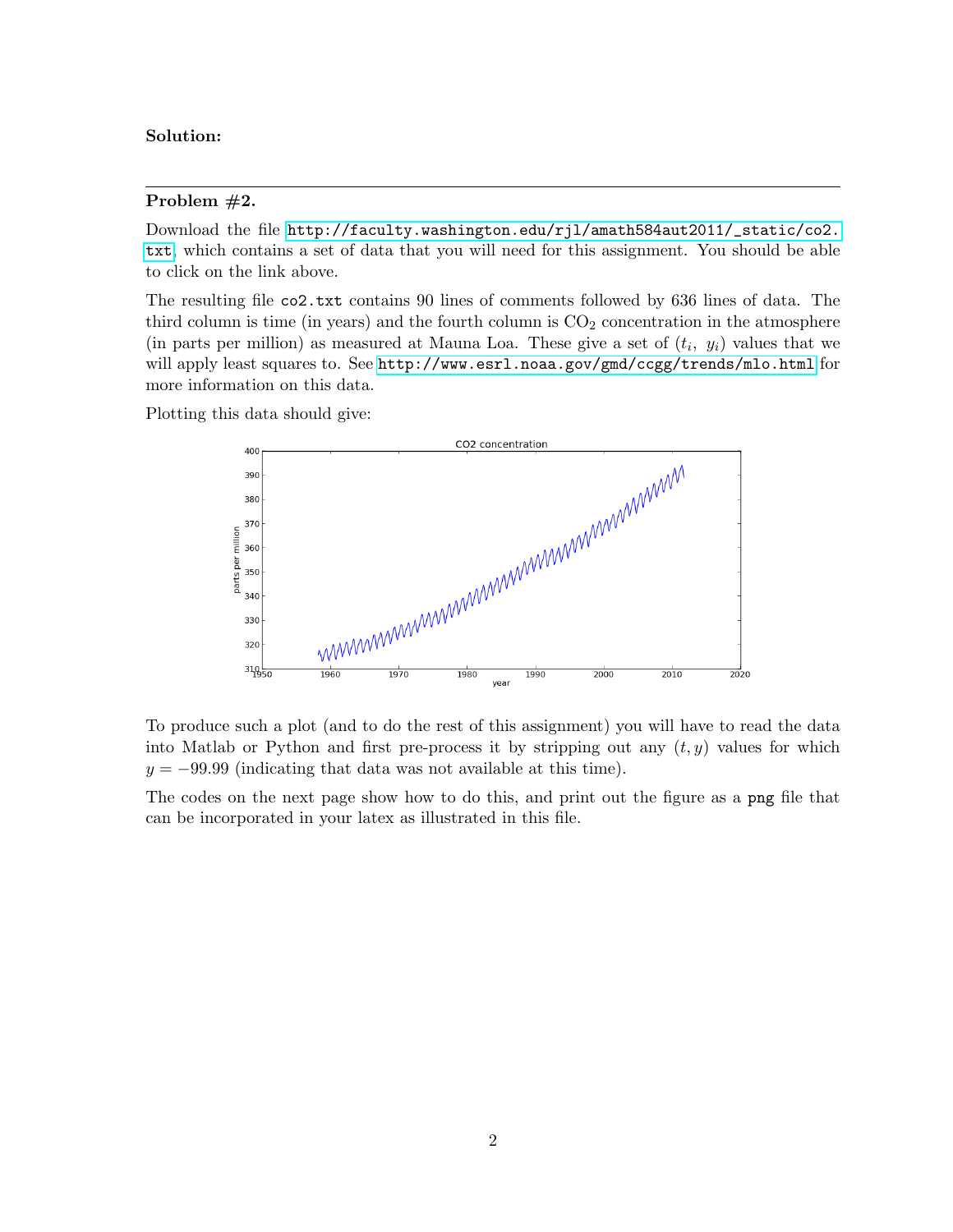**Solution:**

---

**Problem #2.**

Download the file http://faculty.washington.edu/rjl/amath584aut2011/_static/co2.txt, which contains a set of data that you will need for this assignment. You should be able to click on the link above.

The resulting file `co2.txt` contains 90 lines of comments followed by 636 lines of data. The third column is time (in years) and the fourth column is $CO_2$ concentration in the atmosphere (in parts per million) as measured at Mauna Loa. These give a set of $(t_i,\ y_i)$ values that we will apply least squares to. See http://www.esrl.noaa.gov/gmd/ccgg/trends/mlo.html for more information on this data.

Plotting this data should give:

To produce such a plot (and to do the rest of this assignment) you will have to read the data into Matlab or Python and first pre-process it by stripping out any $(t, y)$ values for which $y = -99.99$ (indicating that data was not available at this time).

The codes on the next page show how to do this, and print out the figure as a `png` file that can be incorporated in your latex as illustrated in this file.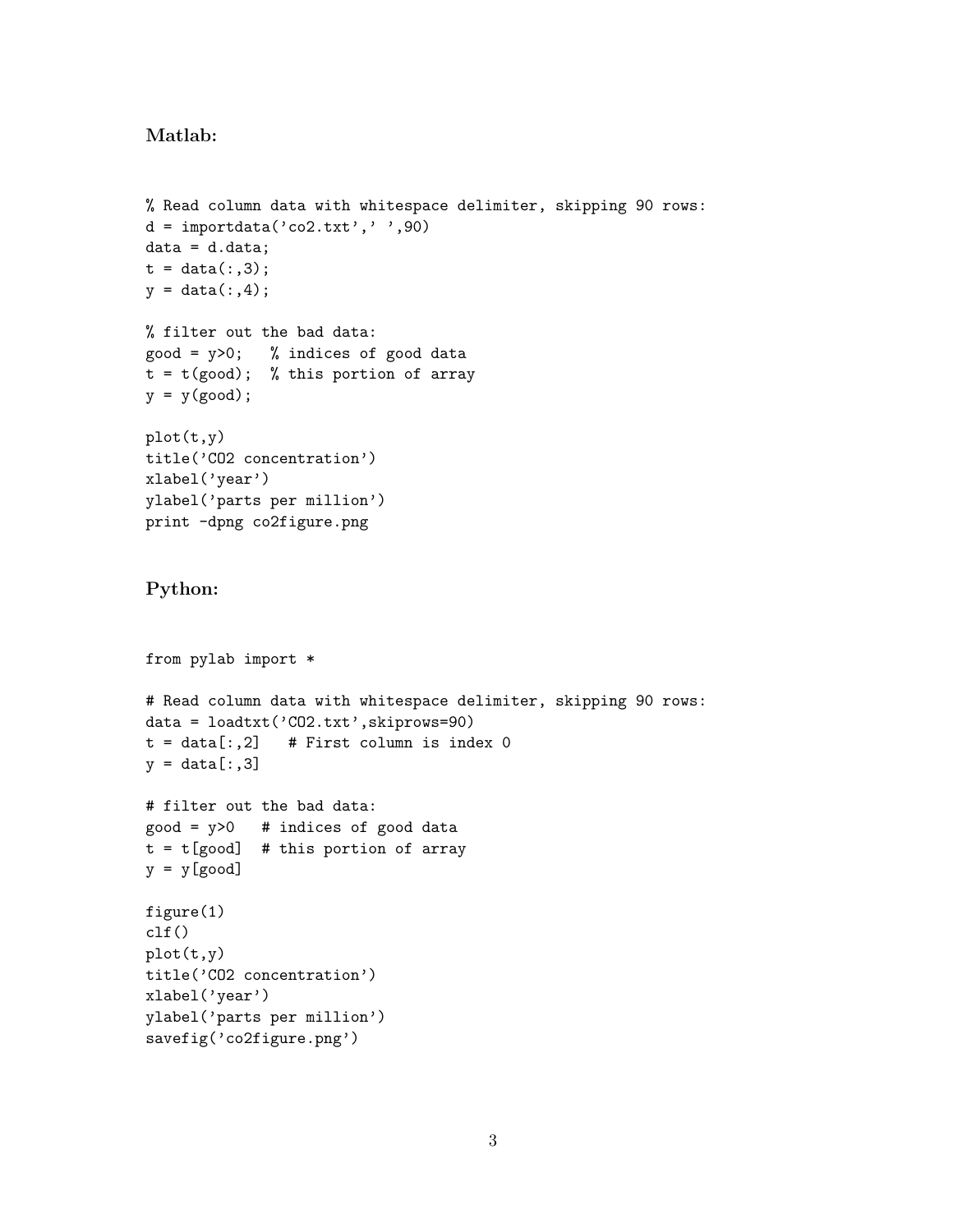**Matlab:**

```
% Read column data with whitespace delimiter, skipping 90 rows:
d = importdata('co2.txt',' ',90)
data = d.data;
t = data(:,3);
y = data(:,4);

% filter out the bad data:
good = y>0;   % indices of good data
t = t(good);  % this portion of array
y = y(good);

plot(t,y)
title('CO2 concentration')
xlabel('year')
ylabel('parts per million')
print -dpng co2figure.png
```

**Python:**

```
from pylab import *

# Read column data with whitespace delimiter, skipping 90 rows:
data = loadtxt('CO2.txt',skiprows=90)
t = data[:,2]   # First column is index 0
y = data[:,3]

# filter out the bad data:
good = y>0   # indices of good data
t = t[good]  # this portion of array
y = y[good]

figure(1)
clf()
plot(t,y)
title('CO2 concentration')
xlabel('year')
ylabel('parts per million')
savefig('co2figure.png')
```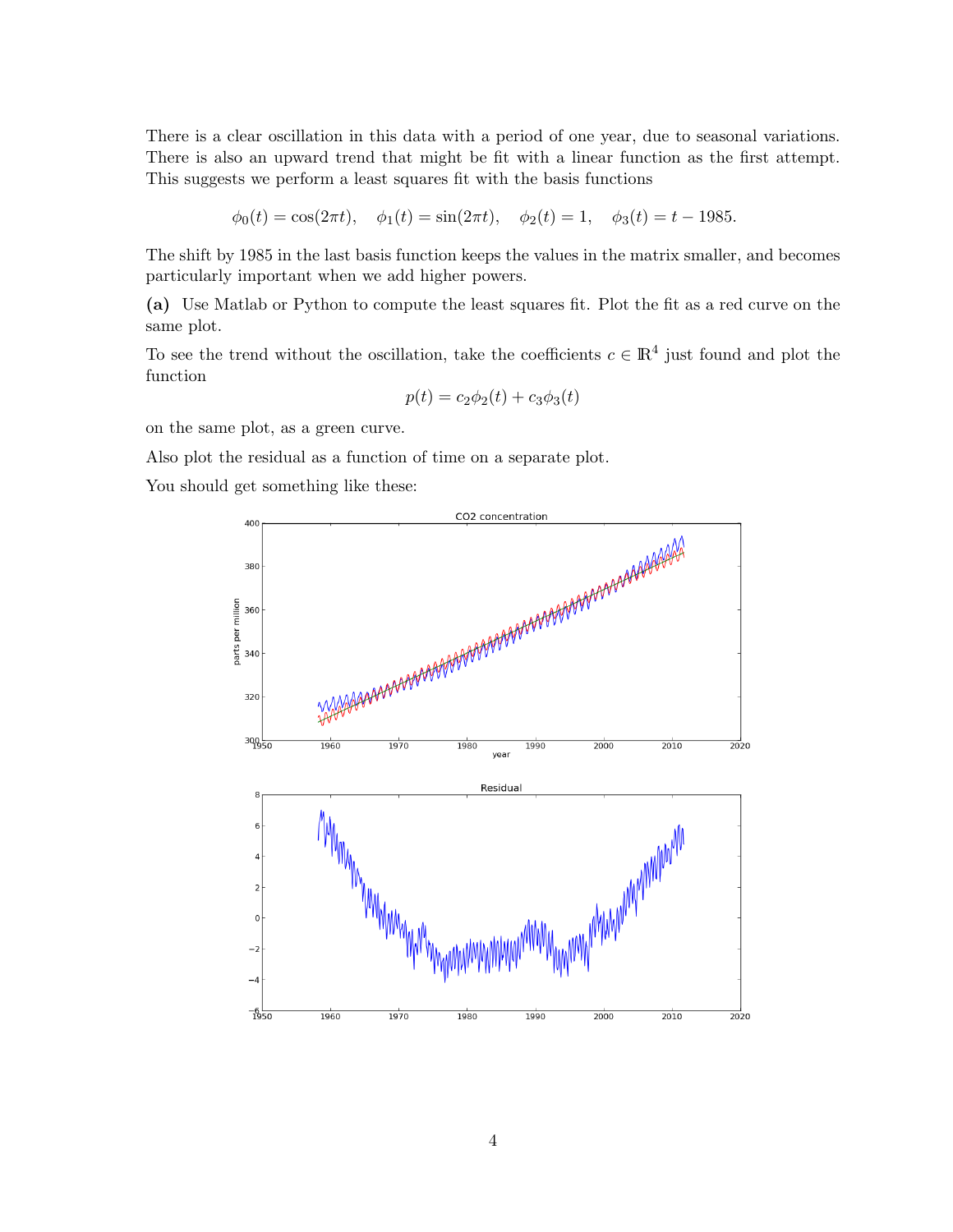There is a clear oscillation in this data with a period of one year, due to seasonal variations. There is also an upward trend that might be fit with a linear function as the first attempt. This suggests we perform a least squares fit with the basis functions

$$\phi_0(t) = \cos(2\pi t), \quad \phi_1(t) = \sin(2\pi t), \quad \phi_2(t) = 1, \quad \phi_3(t) = t - 1985.$$

The shift by 1985 in the last basis function keeps the values in the matrix smaller, and becomes particularly important when we add higher powers.

**(a)** Use Matlab or Python to compute the least squares fit. Plot the fit as a red curve on the same plot.

To see the trend without the oscillation, take the coefficients $c \in \mathbb{R}^4$ just found and plot the function

$$p(t) = c_2\phi_2(t) + c_3\phi_3(t)$$

on the same plot, as a green curve.

Also plot the residual as a function of time on a separate plot.

You should get something like these: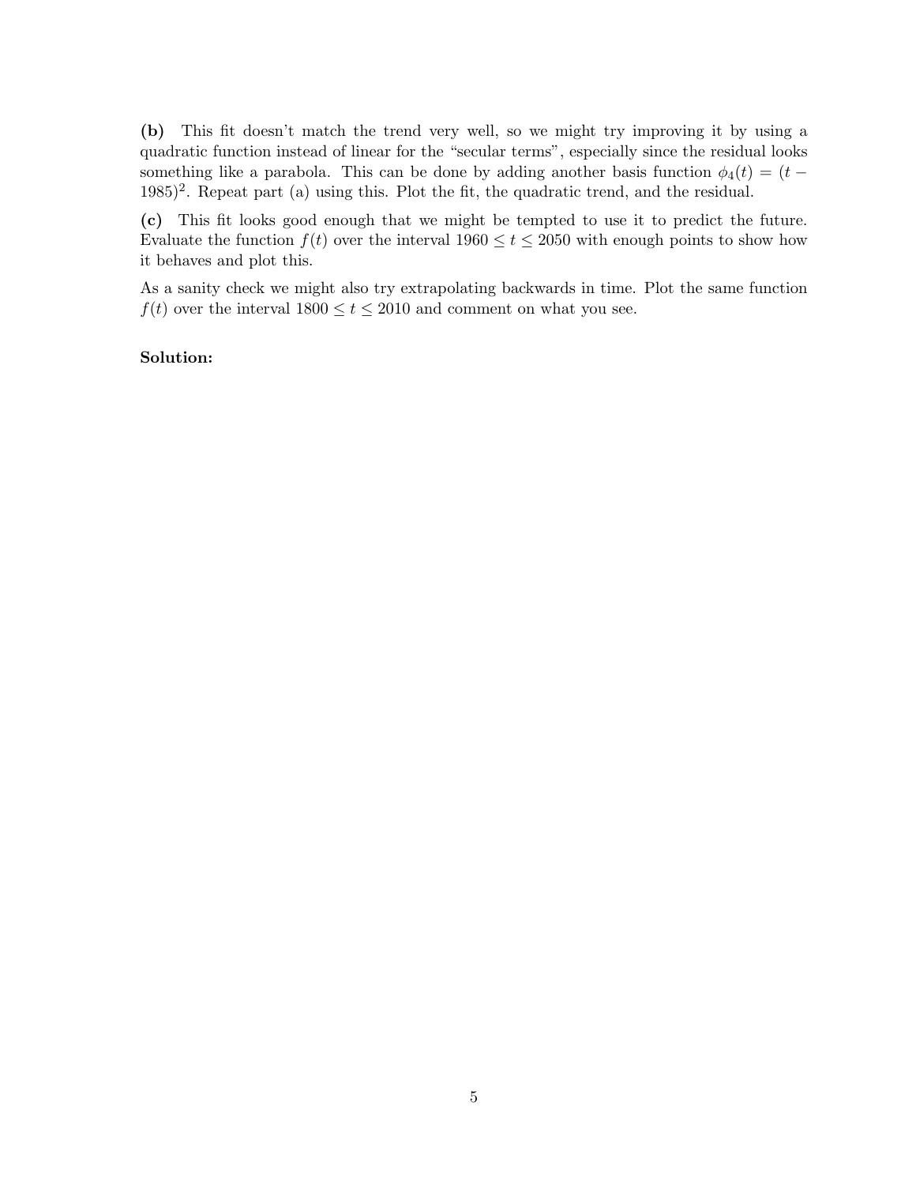**(b)** This fit doesn't match the trend very well, so we might try improving it by using a quadratic function instead of linear for the "secular terms", especially since the residual looks something like a parabola. This can be done by adding another basis function $\phi_4(t) = (t - 1985)^2$. Repeat part (a) using this. Plot the fit, the quadratic trend, and the residual.

**(c)** This fit looks good enough that we might be tempted to use it to predict the future. Evaluate the function $f(t)$ over the interval $1960 \leq t \leq 2050$ with enough points to show how it behaves and plot this.

As a sanity check we might also try extrapolating backwards in time. Plot the same function $f(t)$ over the interval $1800 \leq t \leq 2010$ and comment on what you see.

**Solution:**